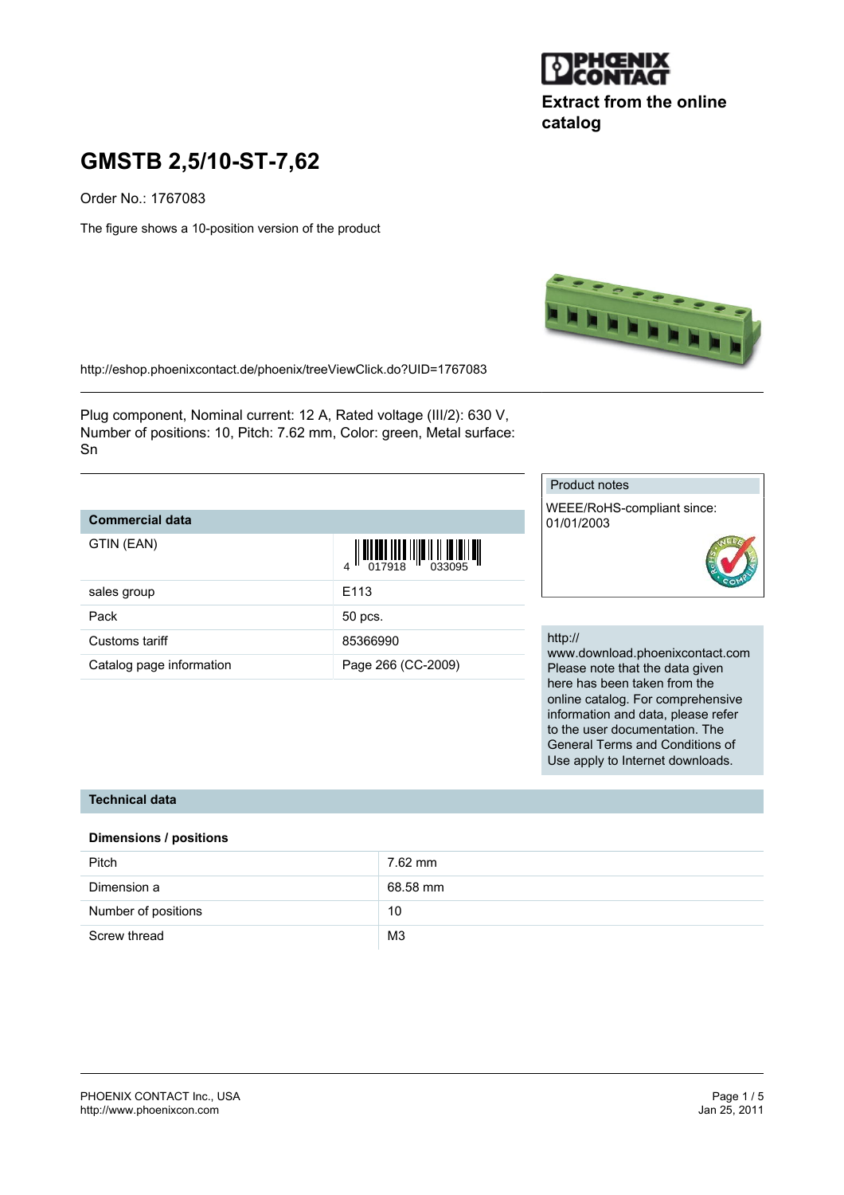Extract from the online catalog

# GMSTB 2,5/10-ST-7,62

Order No.: 1767083

The figure shows a 10-position version of the product

http://eshop.phoenixcontact.de/phoenix/treeViewClick.do?UID=1767083

Plug component, Nominal current: 12 A, Rated voltage (III/2): 630 V, Number of positions: 10, Pitch: 7.62 mm, Color: green, Metal surface: Sn

| Commercial data | |
|---|---|
| GTIN (EAN) | 4 017918 033095 |
| sales group | E113 |
| Pack | 50 pcs. |
| Customs tariff | 85366990 |
| Catalog page information | Page 266 (CC-2009) |

Product notes

WEEE/RoHS-compliant since: 01/01/2003

http://www.download.phoenixcontact.com Please note that the data given here has been taken from the online catalog. For comprehensive information and data, please refer to the user documentation. The General Terms and Conditions of Use apply to Internet downloads.

## Technical data

### Dimensions / positions

| | |
|---|---|
| Pitch | 7.62 mm |
| Dimension a | 68.58 mm |
| Number of positions | 10 |
| Screw thread | M3 |

PHOENIX CONTACT Inc., USA
http://www.phoenixcon.com

Jan 25, 2011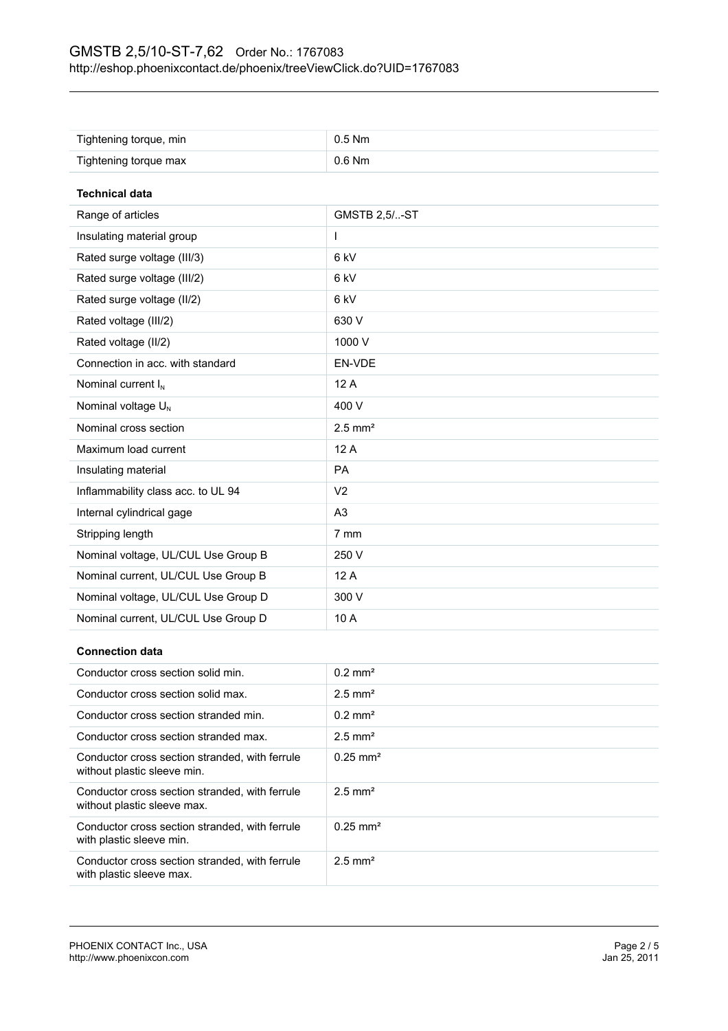| | |
|---|---|
| Tightening torque, min | 0.5 Nm |
| Tightening torque max | 0.6 Nm |

**Technical data**

| | |
|---|---|
| Range of articles | GMSTB 2,5/..-ST |
| Insulating material group | I |
| Rated surge voltage (III/3) | 6 kV |
| Rated surge voltage (III/2) | 6 kV |
| Rated surge voltage (II/2) | 6 kV |
| Rated voltage (III/2) | 630 V |
| Rated voltage (II/2) | 1000 V |
| Connection in acc. with standard | EN-VDE |
| Nominal current $I_N$ | 12 A |
| Nominal voltage $U_N$ | 400 V |
| Nominal cross section | 2.5 mm² |
| Maximum load current | 12 A |
| Insulating material | PA |
| Inflammability class acc. to UL 94 | V2 |
| Internal cylindrical gage | A3 |
| Stripping length | 7 mm |
| Nominal voltage, UL/CUL Use Group B | 250 V |
| Nominal current, UL/CUL Use Group B | 12 A |
| Nominal voltage, UL/CUL Use Group D | 300 V |
| Nominal current, UL/CUL Use Group D | 10 A |

**Connection data**

| | |
|---|---|
| Conductor cross section solid min. | 0.2 mm² |
| Conductor cross section solid max. | 2.5 mm² |
| Conductor cross section stranded min. | 0.2 mm² |
| Conductor cross section stranded max. | 2.5 mm² |
| Conductor cross section stranded, with ferrule without plastic sleeve min. | 0.25 mm² |
| Conductor cross section stranded, with ferrule without plastic sleeve max. | 2.5 mm² |
| Conductor cross section stranded, with ferrule with plastic sleeve min. | 0.25 mm² |
| Conductor cross section stranded, with ferrule with plastic sleeve max. | 2.5 mm² |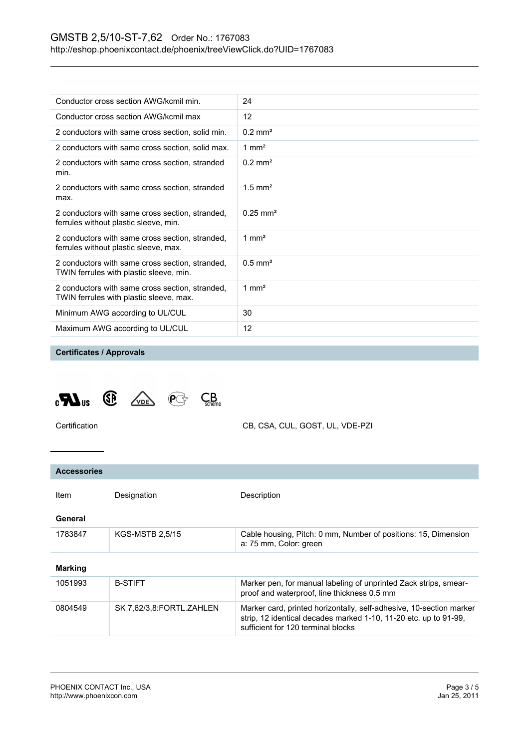| | |
|---|---|
| Conductor cross section AWG/kcmil min. | 24 |
| Conductor cross section AWG/kcmil max | 12 |
| 2 conductors with same cross section, solid min. | 0.2 mm² |
| 2 conductors with same cross section, solid max. | 1 mm² |
| 2 conductors with same cross section, stranded min. | 0.2 mm² |
| 2 conductors with same cross section, stranded max. | 1.5 mm² |
| 2 conductors with same cross section, stranded, ferrules without plastic sleeve, min. | 0.25 mm² |
| 2 conductors with same cross section, stranded, ferrules without plastic sleeve, max. | 1 mm² |
| 2 conductors with same cross section, stranded, TWIN ferrules with plastic sleeve, min. | 0.5 mm² |
| 2 conductors with same cross section, stranded, TWIN ferrules with plastic sleeve, max. | 1 mm² |
| Minimum AWG according to UL/CUL | 30 |
| Maximum AWG according to UL/CUL | 12 |

## Certificates / Approvals

| | |
|---|---|
| Certification | CB, CSA, CUL, GOST, UL, VDE-PZI |

## Accessories

| Item | Designation | Description |
|---|---|---|
| **General** | | |
| 1783847 | KGS-MSTB 2,5/15 | Cable housing, Pitch: 0 mm, Number of positions: 15, Dimension a: 75 mm, Color: green |
| **Marking** | | |
| 1051993 | B-STIFT | Marker pen, for manual labeling of unprinted Zack strips, smear-proof and waterproof, line thickness 0.5 mm |
| 0804549 | SK 7,62/3,8:FORTL.ZAHLEN | Marker card, printed horizontally, self-adhesive, 10-section marker strip, 12 identical decades marked 1-10, 11-20 etc. up to 91-99, sufficient for 120 terminal blocks |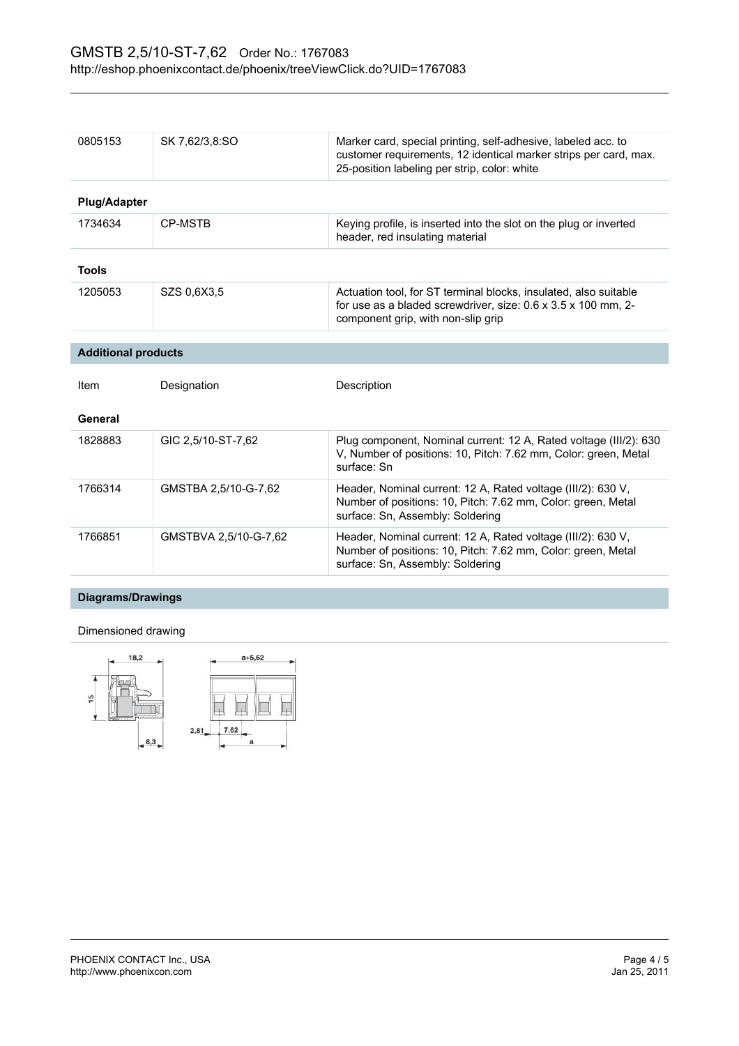| | | |
|---|---|---|
| 0805153 | SK 7,62/3,8:SO | Marker card, special printing, self-adhesive, labeled acc. to customer requirements, 12 identical marker strips per card, max. 25-position labeling per strip, color: white |

**Plug/Adapter**

| | | |
|---|---|---|
| 1734634 | CP-MSTB | Keying profile, is inserted into the slot on the plug or inverted header, red insulating material |

**Tools**

| | | |
|---|---|---|
| 1205053 | SZS 0,6X3,5 | Actuation tool, for ST terminal blocks, insulated, also suitable for use as a bladed screwdriver, size: 0.6 x 3.5 x 100 mm, 2-component grip, with non-slip grip |

## Additional products

**General**

| Item | Designation | Description |
|---|---|---|
| 1828883 | GIC 2,5/10-ST-7,62 | Plug component, Nominal current: 12 A, Rated voltage (III/2): 630 V, Number of positions: 10, Pitch: 7.62 mm, Color: green, Metal surface: Sn |
| 1766314 | GMSTBA 2,5/10-G-7,62 | Header, Nominal current: 12 A, Rated voltage (III/2): 630 V, Number of positions: 10, Pitch: 7.62 mm, Color: green, Metal surface: Sn, Assembly: Soldering |
| 1766851 | GMSTBVA 2,5/10-G-7,62 | Header, Nominal current: 12 A, Rated voltage (III/2): 630 V, Number of positions: 10, Pitch: 7.62 mm, Color: green, Metal surface: Sn, Assembly: Soldering |

## Diagrams/Drawings

Dimensioned drawing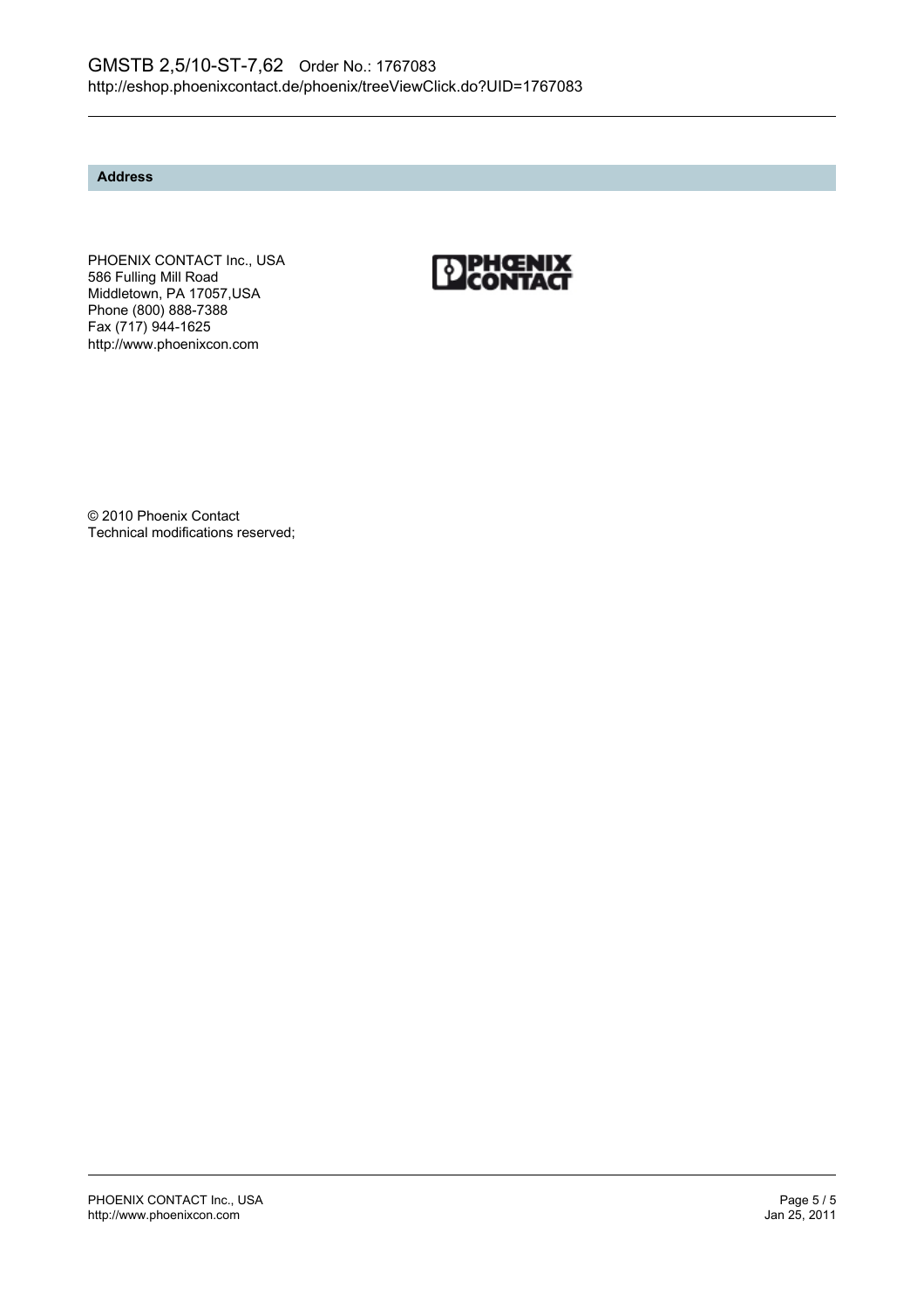## Address

PHOENIX CONTACT Inc., USA
586 Fulling Mill Road
Middletown, PA 17057,USA
Phone (800) 888-7388
Fax (717) 944-1625
http://www.phoenixcon.com

© 2010 Phoenix Contact
Technical modifications reserved;